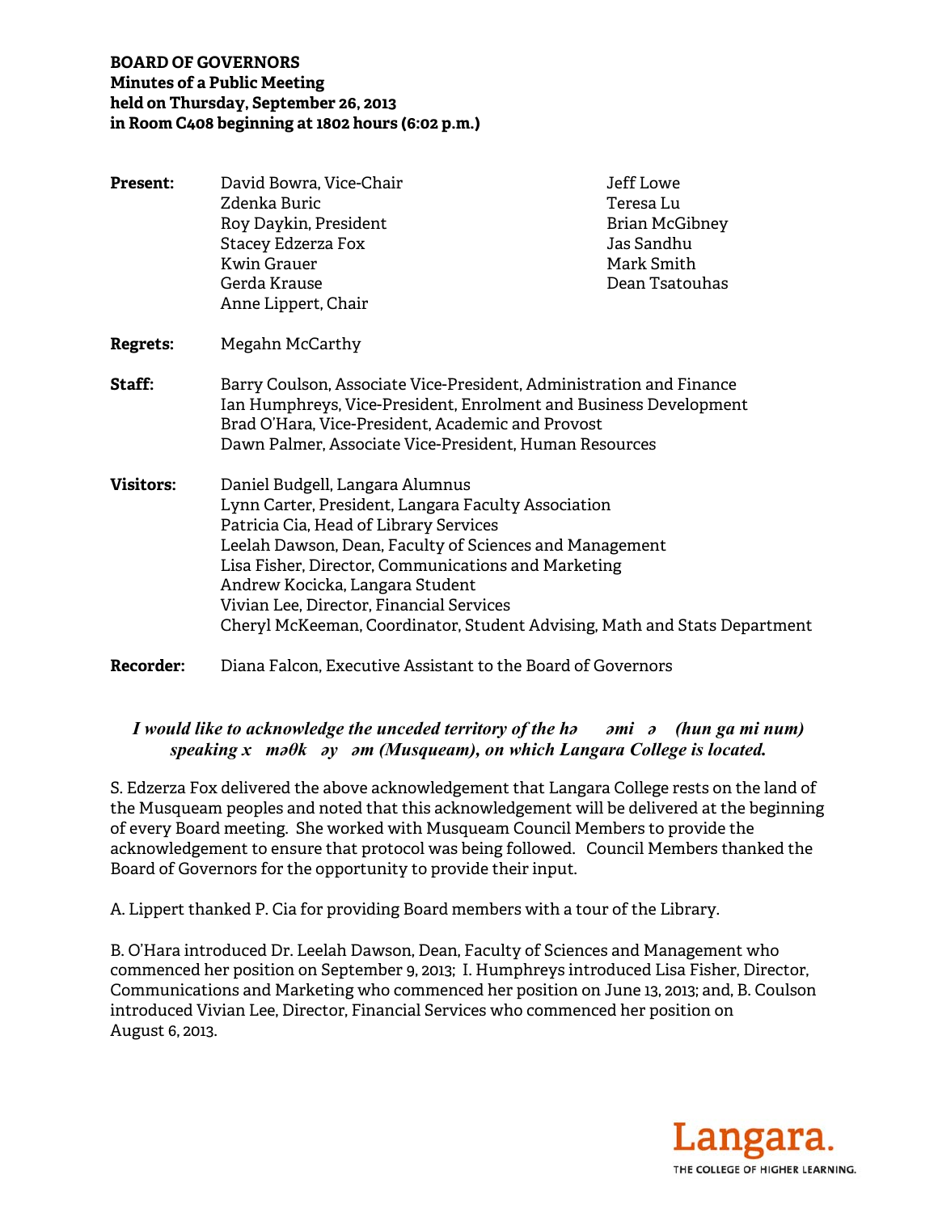**BOARD OF GOVERNORS**
**Minutes of a Public Meeting**
**held on Thursday, September 26, 2013**
**in Room C408 beginning at 1802 hours (6:02 p.m.)**

**Present:** David Bowra, Vice-Chair
Zdenka Buric
Roy Daykin, President
Stacey Edzerza Fox
Kwin Grauer
Gerda Krause
Anne Lippert, Chair
Jeff Lowe
Teresa Lu
Brian McGibney
Jas Sandhu
Mark Smith
Dean Tsatouhas

**Regrets:** Megahn McCarthy

**Staff:** Barry Coulson, Associate Vice-President, Administration and Finance
Ian Humphreys, Vice-President, Enrolment and Business Development
Brad O'Hara, Vice-President, Academic and Provost
Dawn Palmer, Associate Vice-President, Human Resources

**Visitors:** Daniel Budgell, Langara Alumnus
Lynn Carter, President, Langara Faculty Association
Patricia Cia, Head of Library Services
Leelah Dawson, Dean, Faculty of Sciences and Management
Lisa Fisher, Director, Communications and Marketing
Andrew Kocicka, Langara Student
Vivian Lee, Director, Financial Services
Cheryl McKeeman, Coordinator, Student Advising, Math and Stats Department

**Recorder:** Diana Falcon, Executive Assistant to the Board of Governors

***I would like to acknowledge the unceded territory of the hə əmi ə (hun ga mi num) speaking x məθk əy əm (Musqueam), on which Langara College is located.***

S. Edzerza Fox delivered the above acknowledgement that Langara College rests on the land of the Musqueam peoples and noted that this acknowledgement will be delivered at the beginning of every Board meeting. She worked with Musqueam Council Members to provide the acknowledgement to ensure that protocol was being followed. Council Members thanked the Board of Governors for the opportunity to provide their input.

A. Lippert thanked P. Cia for providing Board members with a tour of the Library.

B. O'Hara introduced Dr. Leelah Dawson, Dean, Faculty of Sciences and Management who commenced her position on September 9, 2013; I. Humphreys introduced Lisa Fisher, Director, Communications and Marketing who commenced her position on June 13, 2013; and, B. Coulson introduced Vivian Lee, Director, Financial Services who commenced her position on August 6, 2013.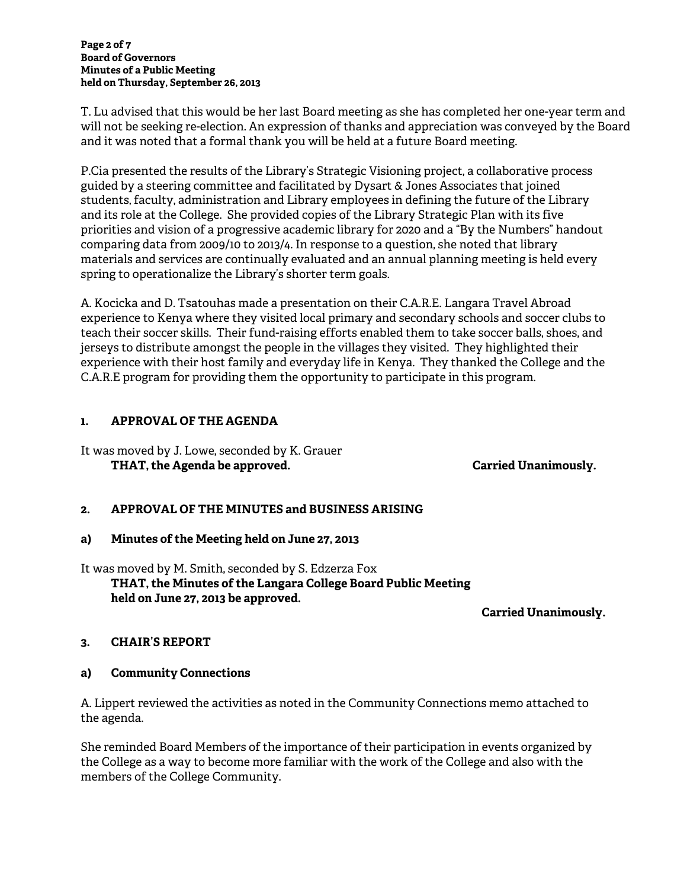T. Lu advised that this would be her last Board meeting as she has completed her one-year term and will not be seeking re-election. An expression of thanks and appreciation was conveyed by the Board and it was noted that a formal thank you will be held at a future Board meeting.

P.Cia presented the results of the Library's Strategic Visioning project, a collaborative process guided by a steering committee and facilitated by Dysart & Jones Associates that joined students, faculty, administration and Library employees in defining the future of the Library and its role at the College. She provided copies of the Library Strategic Plan with its five priorities and vision of a progressive academic library for 2020 and a "By the Numbers" handout comparing data from 2009/10 to 2013/4. In response to a question, she noted that library materials and services are continually evaluated and an annual planning meeting is held every spring to operationalize the Library's shorter term goals.

A. Kocicka and D. Tsatouhas made a presentation on their C.A.R.E. Langara Travel Abroad experience to Kenya where they visited local primary and secondary schools and soccer clubs to teach their soccer skills. Their fund-raising efforts enabled them to take soccer balls, shoes, and jerseys to distribute amongst the people in the villages they visited. They highlighted their experience with their host family and everyday life in Kenya. They thanked the College and the C.A.R.E program for providing them the opportunity to participate in this program.

## 1. APPROVAL OF THE AGENDA

It was moved by J. Lowe, seconded by K. Grauer

**THAT, the Agenda be approved.** **Carried Unanimously.**

## 2. APPROVAL OF THE MINUTES and BUSINESS ARISING

### a) Minutes of the Meeting held on June 27, 2013

It was moved by M. Smith, seconded by S. Edzerza Fox

**THAT, the Minutes of the Langara College Board Public Meeting held on June 27, 2013 be approved.**

**Carried Unanimously.**

## 3. CHAIR'S REPORT

### a) Community Connections

A. Lippert reviewed the activities as noted in the Community Connections memo attached to the agenda.

She reminded Board Members of the importance of their participation in events organized by the College as a way to become more familiar with the work of the College and also with the members of the College Community.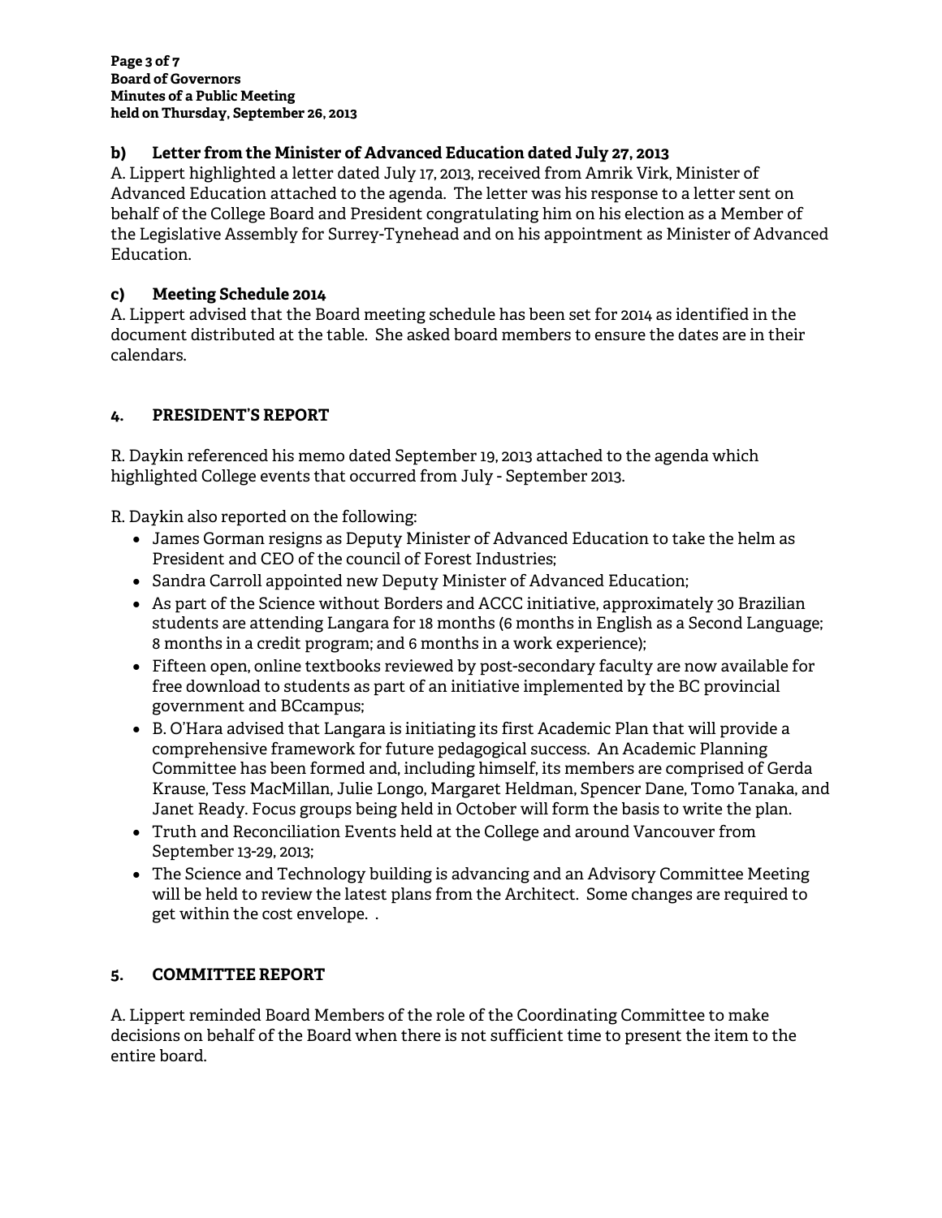### b) Letter from the Minister of Advanced Education dated July 27, 2013

A. Lippert highlighted a letter dated July 17, 2013, received from Amrik Virk, Minister of Advanced Education attached to the agenda. The letter was his response to a letter sent on behalf of the College Board and President congratulating him on his election as a Member of the Legislative Assembly for Surrey-Tynehead and on his appointment as Minister of Advanced Education.

### c) Meeting Schedule 2014

A. Lippert advised that the Board meeting schedule has been set for 2014 as identified in the document distributed at the table. She asked board members to ensure the dates are in their calendars.

## 4. PRESIDENT'S REPORT

R. Daykin referenced his memo dated September 19, 2013 attached to the agenda which highlighted College events that occurred from July - September 2013.

R. Daykin also reported on the following:

- James Gorman resigns as Deputy Minister of Advanced Education to take the helm as President and CEO of the council of Forest Industries;
- Sandra Carroll appointed new Deputy Minister of Advanced Education;
- As part of the Science without Borders and ACCC initiative, approximately 30 Brazilian students are attending Langara for 18 months (6 months in English as a Second Language; 8 months in a credit program; and 6 months in a work experience);
- Fifteen open, online textbooks reviewed by post-secondary faculty are now available for free download to students as part of an initiative implemented by the BC provincial government and BCcampus;
- B. O'Hara advised that Langara is initiating its first Academic Plan that will provide a comprehensive framework for future pedagogical success. An Academic Planning Committee has been formed and, including himself, its members are comprised of Gerda Krause, Tess MacMillan, Julie Longo, Margaret Heldman, Spencer Dane, Tomo Tanaka, and Janet Ready. Focus groups being held in October will form the basis to write the plan.
- Truth and Reconciliation Events held at the College and around Vancouver from September 13-29, 2013;
- The Science and Technology building is advancing and an Advisory Committee Meeting will be held to review the latest plans from the Architect. Some changes are required to get within the cost envelope. .

## 5. COMMITTEE REPORT

A. Lippert reminded Board Members of the role of the Coordinating Committee to make decisions on behalf of the Board when there is not sufficient time to present the item to the entire board.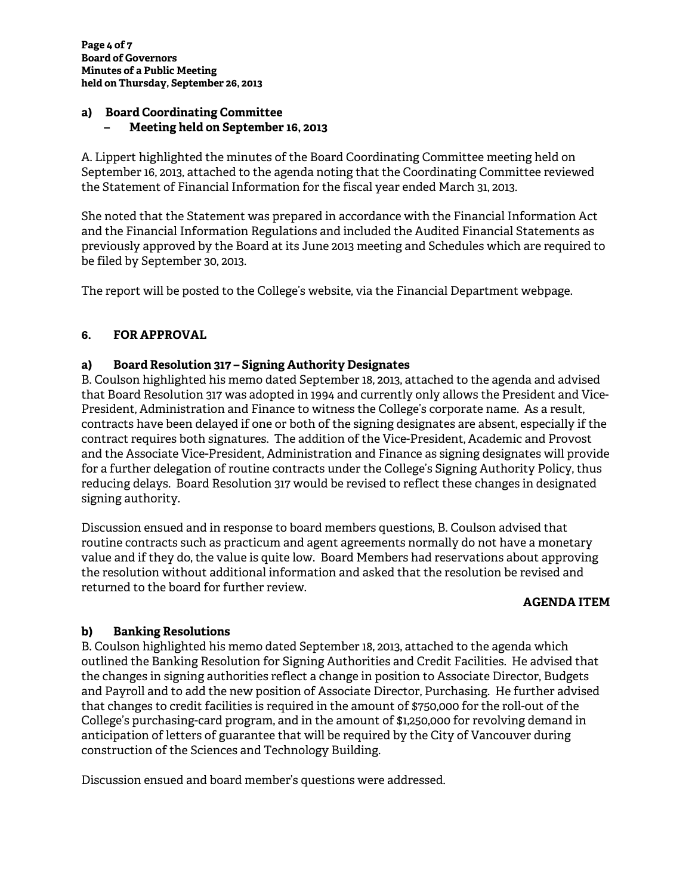**a) Board Coordinating Committee**
**– Meeting held on September 16, 2013**

A. Lippert highlighted the minutes of the Board Coordinating Committee meeting held on September 16, 2013, attached to the agenda noting that the Coordinating Committee reviewed the Statement of Financial Information for the fiscal year ended March 31, 2013.

She noted that the Statement was prepared in accordance with the Financial Information Act and the Financial Information Regulations and included the Audited Financial Statements as previously approved by the Board at its June 2013 meeting and Schedules which are required to be filed by September 30, 2013.

The report will be posted to the College's website, via the Financial Department webpage.

## 6. FOR APPROVAL

**a) Board Resolution 317 – Signing Authority Designates**

B. Coulson highlighted his memo dated September 18, 2013, attached to the agenda and advised that Board Resolution 317 was adopted in 1994 and currently only allows the President and Vice-President, Administration and Finance to witness the College's corporate name. As a result, contracts have been delayed if one or both of the signing designates are absent, especially if the contract requires both signatures. The addition of the Vice-President, Academic and Provost and the Associate Vice-President, Administration and Finance as signing designates will provide for a further delegation of routine contracts under the College's Signing Authority Policy, thus reducing delays. Board Resolution 317 would be revised to reflect these changes in designated signing authority.

Discussion ensued and in response to board members questions, B. Coulson advised that routine contracts such as practicum and agent agreements normally do not have a monetary value and if they do, the value is quite low. Board Members had reservations about approving the resolution without additional information and asked that the resolution be revised and returned to the board for further review.

**AGENDA ITEM**

**b) Banking Resolutions**

B. Coulson highlighted his memo dated September 18, 2013, attached to the agenda which outlined the Banking Resolution for Signing Authorities and Credit Facilities. He advised that the changes in signing authorities reflect a change in position to Associate Director, Budgets and Payroll and to add the new position of Associate Director, Purchasing. He further advised that changes to credit facilities is required in the amount of $750,000 for the roll-out of the College's purchasing-card program, and in the amount of $1,250,000 for revolving demand in anticipation of letters of guarantee that will be required by the City of Vancouver during construction of the Sciences and Technology Building.

Discussion ensued and board member's questions were addressed.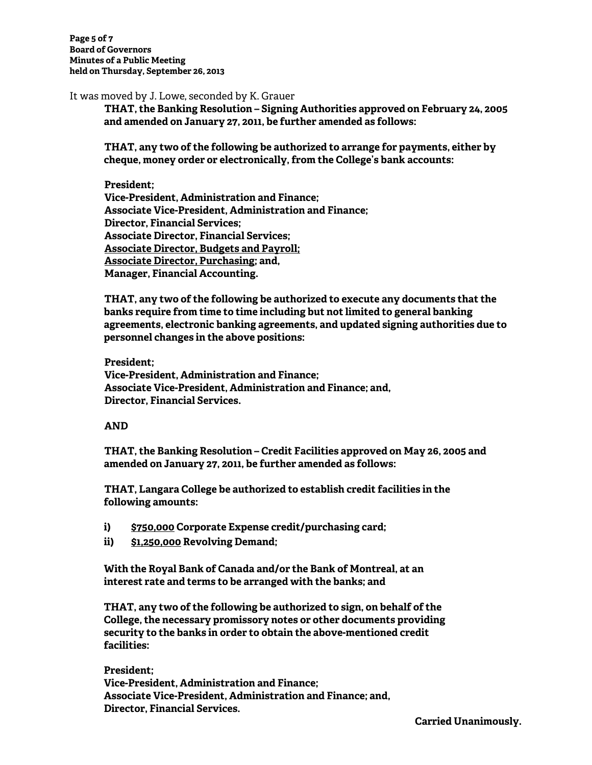It was moved by J. Lowe, seconded by K. Grauer

> **THAT, the Banking Resolution – Signing Authorities approved on February 24, 2005 and amended on January 27, 2011, be further amended as follows:**
>
> **THAT, any two of the following be authorized to arrange for payments, either by cheque, money order or electronically, from the College's bank accounts:**
>
> **President;**
> **Vice-President, Administration and Finance;**
> **Associate Vice-President, Administration and Finance;**
> **Director, Financial Services;**
> **Associate Director, Financial Services;**
> **<u>Associate Director, Budgets and Payroll;</u>**
> **<u>Associate Director, Purchasing</u>; and,**
> **Manager, Financial Accounting.**
>
> **THAT, any two of the following be authorized to execute any documents that the banks require from time to time including but not limited to general banking agreements, electronic banking agreements, and updated signing authorities due to personnel changes in the above positions:**
>
> **President;**
> **Vice-President, Administration and Finance;**
> **Associate Vice-President, Administration and Finance; and,**
> **Director, Financial Services.**
>
> **AND**
>
> **THAT, the Banking Resolution – Credit Facilities approved on May 26, 2005 and amended on January 27, 2011, be further amended as follows:**
>
> **THAT, Langara College be authorized to establish credit facilities in the following amounts:**
>
> **i) <u>$750,000</u> Corporate Expense credit/purchasing card;**
> **ii) <u>$1,250,000</u> Revolving Demand;**
>
> **With the Royal Bank of Canada and/or the Bank of Montreal, at an interest rate and terms to be arranged with the banks; and**
>
> **THAT, any two of the following be authorized to sign, on behalf of the College, the necessary promissory notes or other documents providing security to the banks in order to obtain the above-mentioned credit facilities:**
>
> **President;**
> **Vice-President, Administration and Finance;**
> **Associate Vice-President, Administration and Finance; and,**
> **Director, Financial Services.**

**Carried Unanimously.**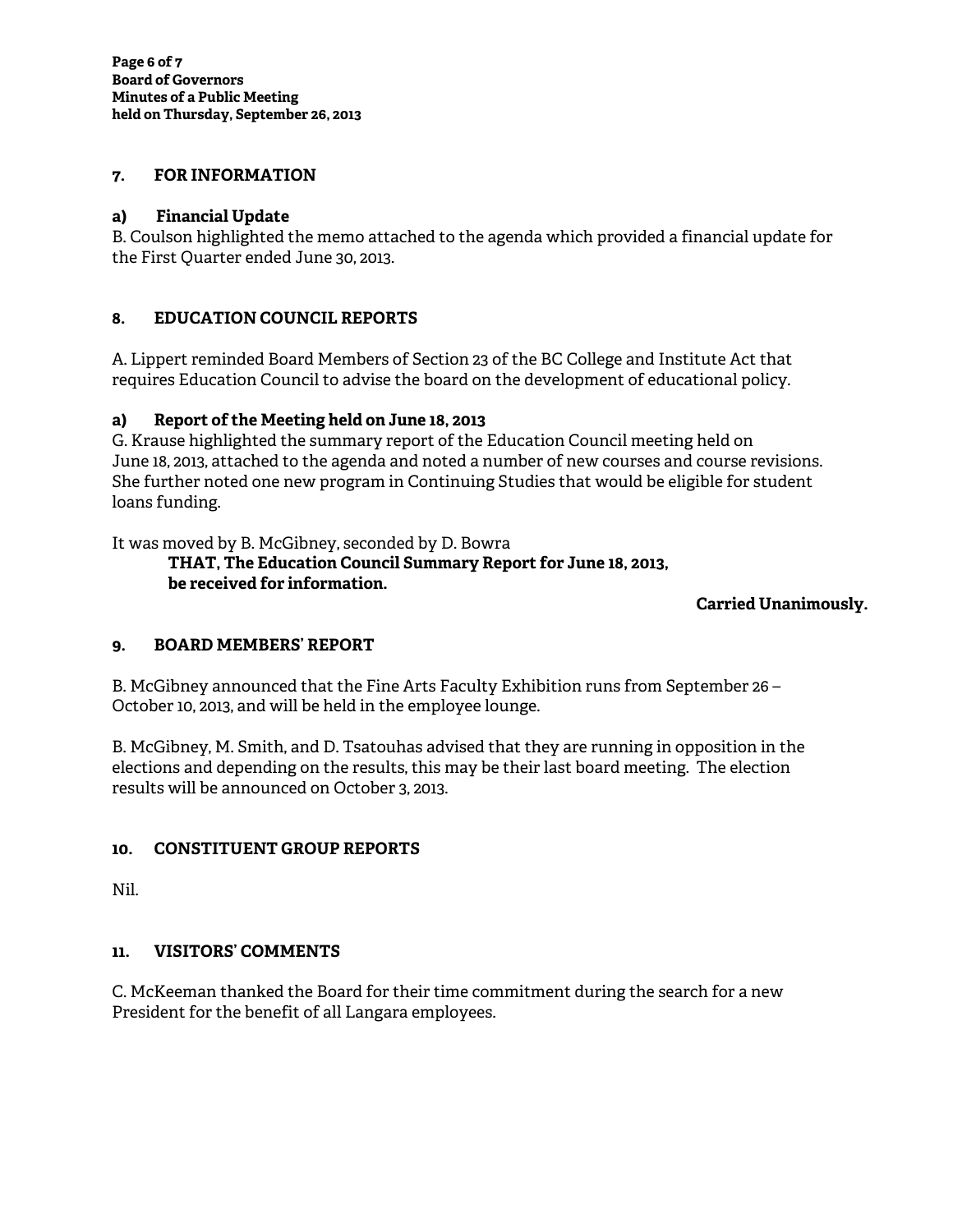## 7. FOR INFORMATION

### a) Financial Update

B. Coulson highlighted the memo attached to the agenda which provided a financial update for the First Quarter ended June 30, 2013.

## 8. EDUCATION COUNCIL REPORTS

A. Lippert reminded Board Members of Section 23 of the BC College and Institute Act that requires Education Council to advise the board on the development of educational policy.

### a) Report of the Meeting held on June 18, 2013

G. Krause highlighted the summary report of the Education Council meeting held on June 18, 2013, attached to the agenda and noted a number of new courses and course revisions. She further noted one new program in Continuing Studies that would be eligible for student loans funding.

It was moved by B. McGibney, seconded by D. Bowra

> **THAT, The Education Council Summary Report for June 18, 2013, be received for information.**

**Carried Unanimously.**

## 9. BOARD MEMBERS' REPORT

B. McGibney announced that the Fine Arts Faculty Exhibition runs from September 26 – October 10, 2013, and will be held in the employee lounge.

B. McGibney, M. Smith, and D. Tsatouhas advised that they are running in opposition in the elections and depending on the results, this may be their last board meeting. The election results will be announced on October 3, 2013.

## 10. CONSTITUENT GROUP REPORTS

Nil.

## 11. VISITORS' COMMENTS

C. McKeeman thanked the Board for their time commitment during the search for a new President for the benefit of all Langara employees.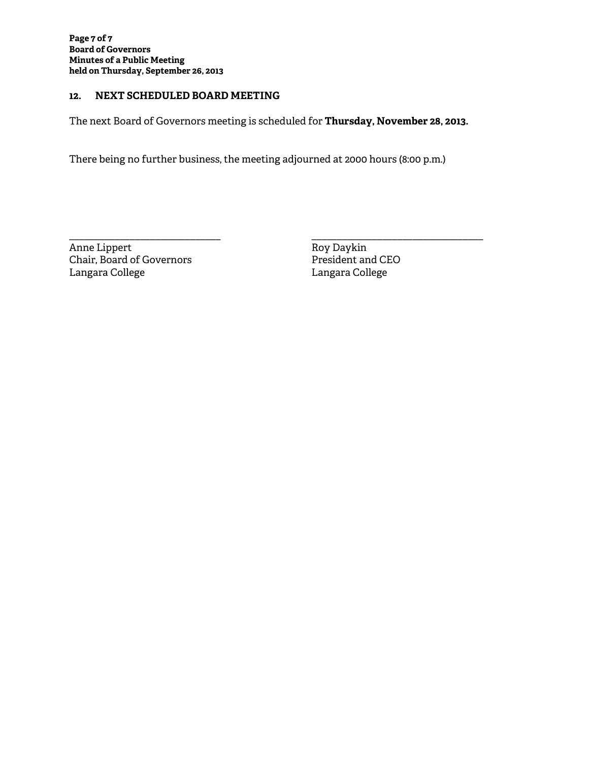## 12. NEXT SCHEDULED BOARD MEETING

The next Board of Governors meeting is scheduled for **Thursday, November 28, 2013.**

There being no further business, the meeting adjourned at 2000 hours (8:00 p.m.)

______________________________
Anne Lippert
Chair, Board of Governors
Langara College

______________________________
Roy Daykin
President and CEO
Langara College